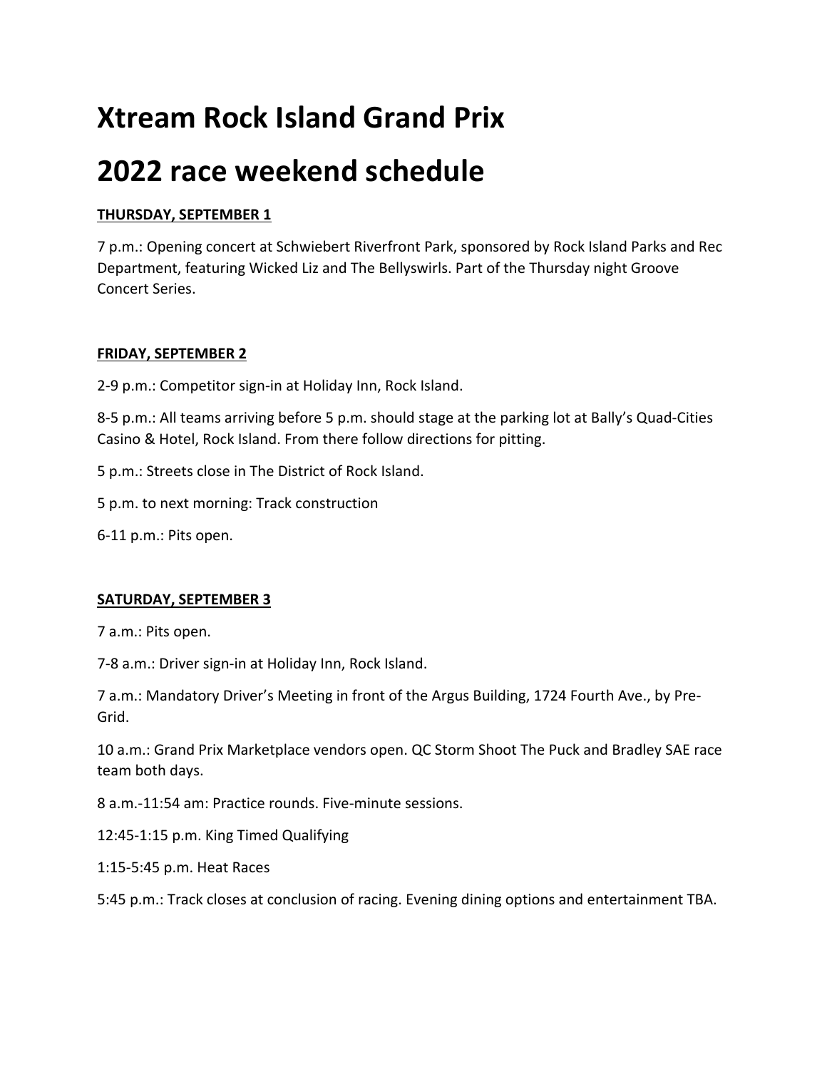# Xtream Rock Island Grand Prix

# 2022 race weekend schedule

**THURSDAY, SEPTEMBER 1**

7 p.m.: Opening concert at Schwiebert Riverfront Park, sponsored by Rock Island Parks and Rec Department, featuring Wicked Liz and The Bellyswirls. Part of the Thursday night Groove Concert Series.

**FRIDAY, SEPTEMBER 2**

2-9 p.m.: Competitor sign-in at Holiday Inn, Rock Island.

8-5 p.m.: All teams arriving before 5 p.m. should stage at the parking lot at Bally's Quad-Cities Casino & Hotel, Rock Island. From there follow directions for pitting.

5 p.m.: Streets close in The District of Rock Island.

5 p.m. to next morning: Track construction

6-11 p.m.: Pits open.

**SATURDAY, SEPTEMBER 3**

7 a.m.: Pits open.

7-8 a.m.: Driver sign-in at Holiday Inn, Rock Island.

7 a.m.: Mandatory Driver's Meeting in front of the Argus Building, 1724 Fourth Ave., by Pre-Grid.

10 a.m.: Grand Prix Marketplace vendors open. QC Storm Shoot The Puck and Bradley SAE race team both days.

8 a.m.-11:54 am: Practice rounds. Five-minute sessions.

12:45-1:15 p.m. King Timed Qualifying

1:15-5:45 p.m. Heat Races

5:45 p.m.: Track closes at conclusion of racing. Evening dining options and entertainment TBA.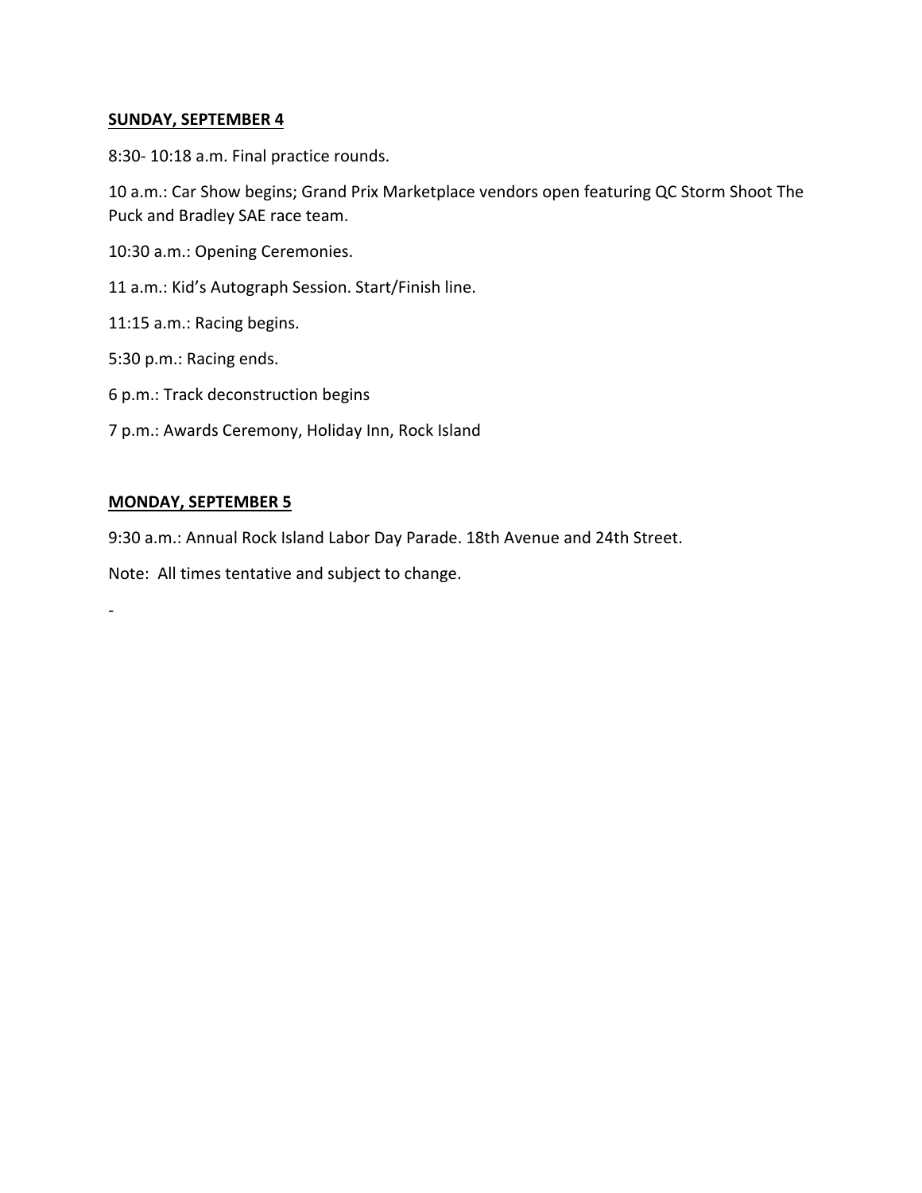**SUNDAY, SEPTEMBER 4**

8:30- 10:18 a.m. Final practice rounds.

10 a.m.: Car Show begins; Grand Prix Marketplace vendors open featuring QC Storm Shoot The Puck and Bradley SAE race team.

10:30 a.m.: Opening Ceremonies.

11 a.m.: Kid's Autograph Session. Start/Finish line.

11:15 a.m.: Racing begins.

5:30 p.m.: Racing ends.

6 p.m.: Track deconstruction begins

7 p.m.: Awards Ceremony, Holiday Inn, Rock Island

**MONDAY, SEPTEMBER 5**

9:30 a.m.: Annual Rock Island Labor Day Parade. 18th Avenue and 24th Street.

Note: All times tentative and subject to change.

-